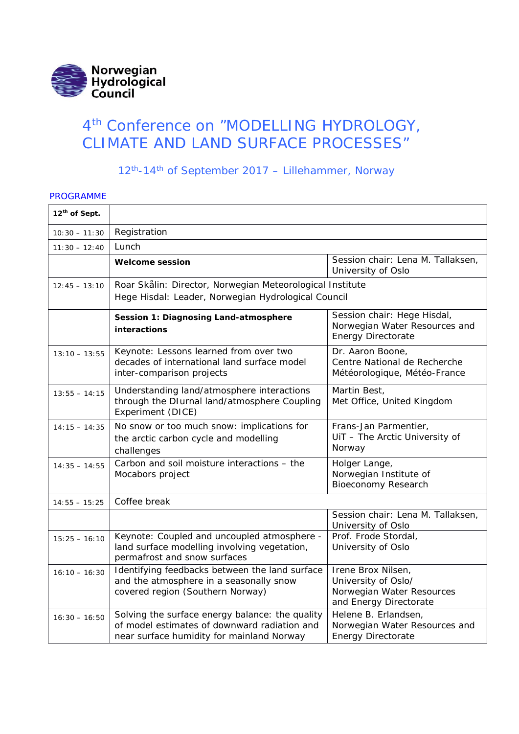Norwegian Hydrological Council

# 4th Conference on "MODELLING HYDROLOGY, CLIMATE AND LAND SURFACE PROCESSES"

12th-14th of September 2017 – Lillehammer, Norway

## PROGRAMME

| **12th of Sept.** | | |
|---|---|---|
| 10:30 – 11:30 | Registration | |
| 11:30 – 12:40 | Lunch | |
| | **Welcome session** | Session chair: Lena M. Tallaksen, University of Oslo |
| 12:45 – 13:10 | Roar Skålin: Director, Norwegian Meteorological Institute<br>Hege Hisdal: Leader, Norwegian Hydrological Council | |
| | **Session 1: Diagnosing Land-atmosphere interactions** | Session chair: Hege Hisdal, Norwegian Water Resources and Energy Directorate |
| 13:10 – 13:55 | Keynote: Lessons learned from over two decades of international land surface model inter-comparison projects | Dr. Aaron Boone, Centre National de Recherche Météorologique, Météo-France |
| 13:55 – 14:15 | Understanding land/atmosphere interactions through the DIurnal land/atmosphere Coupling Experiment (DICE) | Martin Best, Met Office, United Kingdom |
| 14:15 – 14:35 | No snow or too much snow: implications for the arctic carbon cycle and modelling challenges | Frans-Jan Parmentier, UiT – The Arctic University of Norway |
| 14:35 – 14:55 | Carbon and soil moisture interactions – the Mocabors project | Holger Lange, Norwegian Institute of Bioeconomy Research |
| 14:55 – 15:25 | Coffee break | |
| | | Session chair: Lena M. Tallaksen, University of Oslo |
| 15:25 – 16:10 | Keynote: Coupled and uncoupled atmosphere - land surface modelling involving vegetation, permafrost and snow surfaces | Prof. Frode Stordal, University of Oslo |
| 16:10 – 16:30 | Identifying feedbacks between the land surface and the atmosphere in a seasonally snow covered region (Southern Norway) | Irene Brox Nilsen, University of Oslo/ Norwegian Water Resources and Energy Directorate |
| 16:30 – 16:50 | Solving the surface energy balance: the quality of model estimates of downward radiation and near surface humidity for mainland Norway | Helene B. Erlandsen, Norwegian Water Resources and Energy Directorate |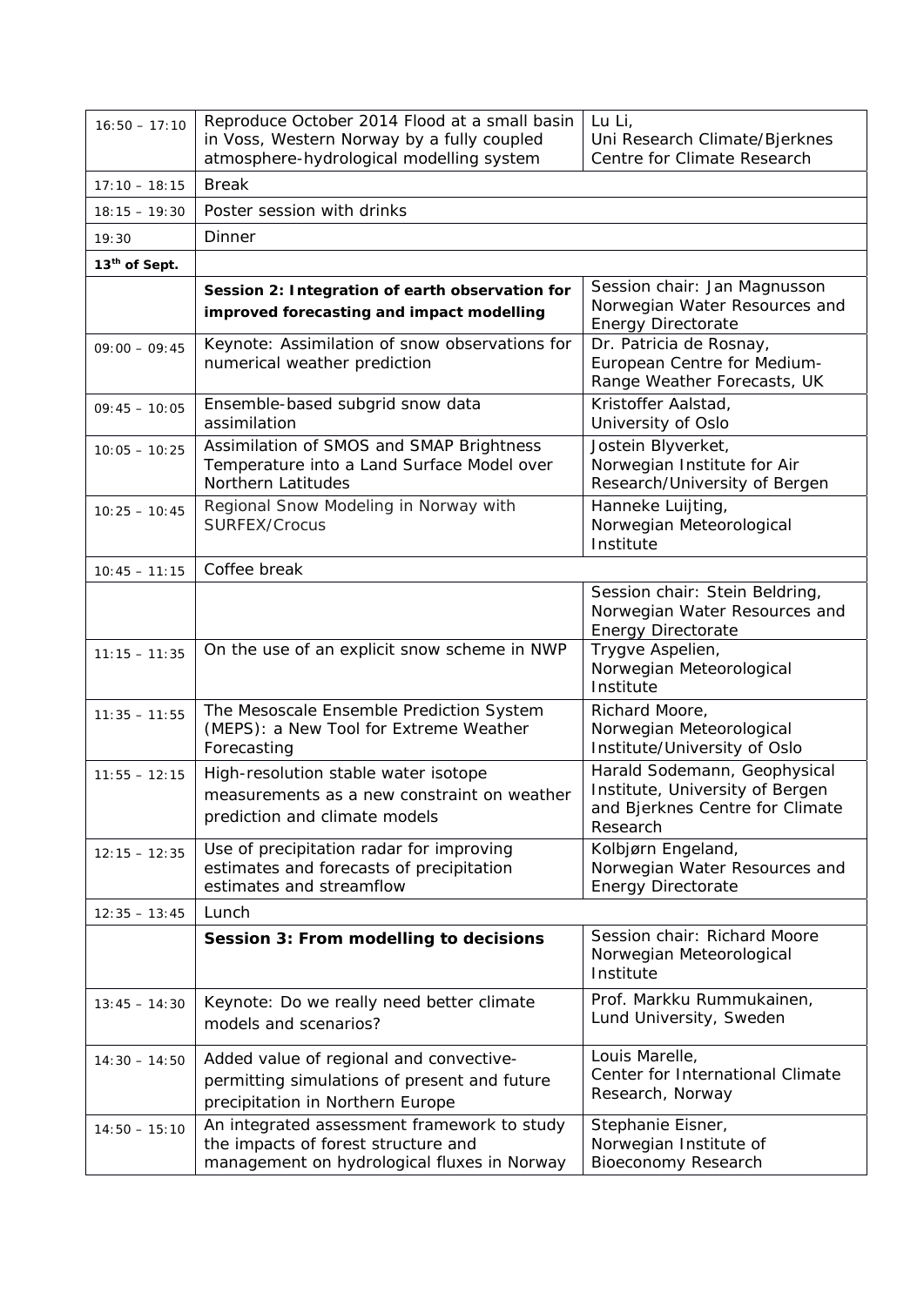| | | |
|---|---|---|
| 16:50 – 17:10 | Reproduce October 2014 Flood at a small basin in Voss, Western Norway by a fully coupled atmosphere-hydrological modelling system | Lu Li, Uni Research Climate/Bjerknes Centre for Climate Research |
| 17:10 – 18:15 | Break | |
| 18:15 – 19:30 | Poster session with drinks | |
| 19:30 | Dinner | |
| **13th of Sept.** | | |
| | **Session 2: Integration of earth observation for improved forecasting and impact modelling** | Session chair: Jan Magnusson Norwegian Water Resources and Energy Directorate |
| 09:00 – 09:45 | Keynote: Assimilation of snow observations for numerical weather prediction | Dr. Patricia de Rosnay, European Centre for Medium-Range Weather Forecasts, UK |
| 09:45 – 10:05 | Ensemble-based subgrid snow data assimilation | Kristoffer Aalstad, University of Oslo |
| 10:05 – 10:25 | Assimilation of SMOS and SMAP Brightness Temperature into a Land Surface Model over Northern Latitudes | Jostein Blyverket, Norwegian Institute for Air Research/University of Bergen |
| 10:25 – 10:45 | Regional Snow Modeling in Norway with SURFEX/Crocus | Hanneke Luijting, Norwegian Meteorological Institute |
| 10:45 – 11:15 | Coffee break | |
| | | Session chair: Stein Beldring, Norwegian Water Resources and Energy Directorate |
| 11:15 – 11:35 | On the use of an explicit snow scheme in NWP | Trygve Aspelien, Norwegian Meteorological Institute |
| 11:35 – 11:55 | The Mesoscale Ensemble Prediction System (MEPS): a New Tool for Extreme Weather Forecasting | Richard Moore, Norwegian Meteorological Institute/University of Oslo |
| 11:55 – 12:15 | High-resolution stable water isotope measurements as a new constraint on weather prediction and climate models | Harald Sodemann, Geophysical Institute, University of Bergen and Bjerknes Centre for Climate Research |
| 12:15 – 12:35 | Use of precipitation radar for improving estimates and forecasts of precipitation estimates and streamflow | Kolbjørn Engeland, Norwegian Water Resources and Energy Directorate |
| 12:35 – 13:45 | Lunch | |
| | **Session 3: From modelling to decisions** | Session chair: Richard Moore Norwegian Meteorological Institute |
| 13:45 – 14:30 | Keynote: Do we really need better climate models and scenarios? | Prof. Markku Rummukainen, Lund University, Sweden |
| 14:30 – 14:50 | Added value of regional and convective-permitting simulations of present and future precipitation in Northern Europe | Louis Marelle, Center for International Climate Research, Norway |
| 14:50 – 15:10 | An integrated assessment framework to study the impacts of forest structure and management on hydrological fluxes in Norway | Stephanie Eisner, Norwegian Institute of Bioeconomy Research |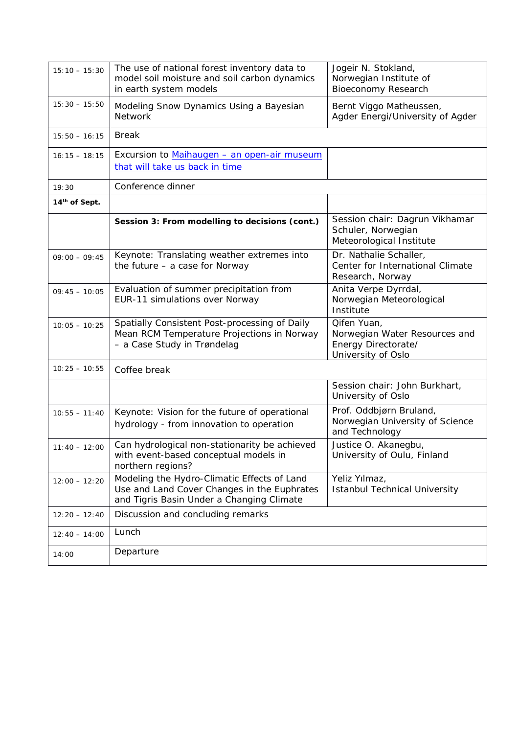| | | |
|---|---|---|
| 15:10 – 15:30 | The use of national forest inventory data to model soil moisture and soil carbon dynamics in earth system models | Jogeir N. Stokland, Norwegian Institute of Bioeconomy Research |
| 15:30 – 15:50 | Modeling Snow Dynamics Using a Bayesian Network | Bernt Viggo Matheussen, Agder Energi/University of Agder |
| 15:50 – 16:15 | Break | |
| 16:15 – 18:15 | Excursion to [Maihaugen – an open-air museum that will take us back in time]() | |
| 19:30 | Conference dinner | |
| **14th of Sept.** | | |
| | **Session 3: From modelling to decisions (cont.)** | Session chair: Dagrun Vikhamar Schuler, Norwegian Meteorological Institute |
| 09:00 – 09:45 | Keynote: Translating weather extremes into the future – a case for Norway | Dr. Nathalie Schaller, Center for International Climate Research, Norway |
| 09:45 – 10:05 | Evaluation of summer precipitation from EUR-11 simulations over Norway | Anita Verpe Dyrrdal, Norwegian Meteorological Institute |
| 10:05 – 10:25 | Spatially Consistent Post-processing of Daily Mean RCM Temperature Projections in Norway – a Case Study in Trøndelag | Qifen Yuan, Norwegian Water Resources and Energy Directorate/ University of Oslo |
| 10:25 – 10:55 | Coffee break | |
| | | Session chair: John Burkhart, University of Oslo |
| 10:55 – 11:40 | Keynote: Vision for the future of operational hydrology - from innovation to operation | Prof. Oddbjørn Bruland, Norwegian University of Science and Technology |
| 11:40 – 12:00 | Can hydrological non-stationarity be achieved with event-based conceptual models in northern regions? | Justice O. Akanegbu, University of Oulu, Finland |
| 12:00 – 12:20 | Modeling the Hydro-Climatic Effects of Land Use and Land Cover Changes in the Euphrates and Tigris Basin Under a Changing Climate | Yeliz Yılmaz, Istanbul Technical University |
| 12:20 – 12:40 | Discussion and concluding remarks | |
| 12:40 – 14:00 | Lunch | |
| 14:00 | Departure | |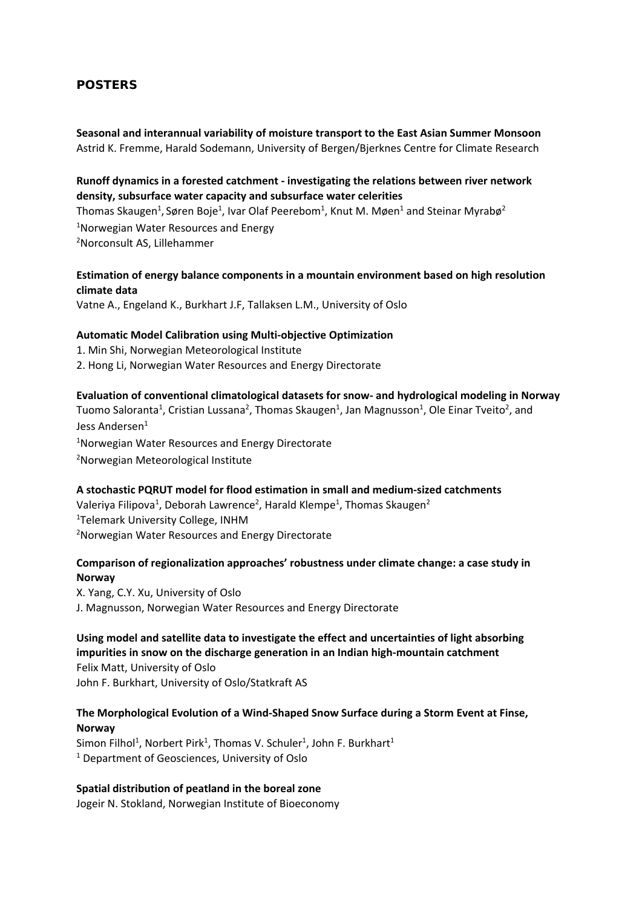## POSTERS

**Seasonal and interannual variability of moisture transport to the East Asian Summer Monsoon**
Astrid K. Fremme, Harald Sodemann, University of Bergen/Bjerknes Centre for Climate Research

**Runoff dynamics in a forested catchment - investigating the relations between river network density, subsurface water capacity and subsurface water celerities**
Thomas Skaugen[1], Søren Boje[1], Ivar Olaf Peerebom[1], Knut M. Møen[1] and Steinar Myrabø[2]
[1]Norwegian Water Resources and Energy
[2]Norconsult AS, Lillehammer

**Estimation of energy balance components in a mountain environment based on high resolution climate data**
Vatne A., Engeland K., Burkhart J.F, Tallaksen L.M., University of Oslo

**Automatic Model Calibration using Multi-objective Optimization**
1. Min Shi, Norwegian Meteorological Institute
2. Hong Li, Norwegian Water Resources and Energy Directorate

**Evaluation of conventional climatological datasets for snow- and hydrological modeling in Norway**
Tuomo Saloranta[1], Cristian Lussana[2], Thomas Skaugen[1], Jan Magnusson[1], Ole Einar Tveito[2], and Jess Andersen[1]
[1]Norwegian Water Resources and Energy Directorate
[2]Norwegian Meteorological Institute

**A stochastic PQRUT model for flood estimation in small and medium-sized catchments**
Valeriya Filipova[1], Deborah Lawrence[2], Harald Klempe[1], Thomas Skaugen[2]
[1]Telemark University College, INHM
[2]Norwegian Water Resources and Energy Directorate

**Comparison of regionalization approaches' robustness under climate change: a case study in Norway**
X. Yang, C.Y. Xu, University of Oslo
J. Magnusson, Norwegian Water Resources and Energy Directorate

**Using model and satellite data to investigate the effect and uncertainties of light absorbing impurities in snow on the discharge generation in an Indian high-mountain catchment**
Felix Matt, University of Oslo
John F. Burkhart, University of Oslo/Statkraft AS

**The Morphological Evolution of a Wind-Shaped Snow Surface during a Storm Event at Finse, Norway**
Simon Filhol[1], Norbert Pirk[1], Thomas V. Schuler[1], John F. Burkhart[1]
[1] Department of Geosciences, University of Oslo

**Spatial distribution of peatland in the boreal zone**
Jogeir N. Stokland, Norwegian Institute of Bioeconomy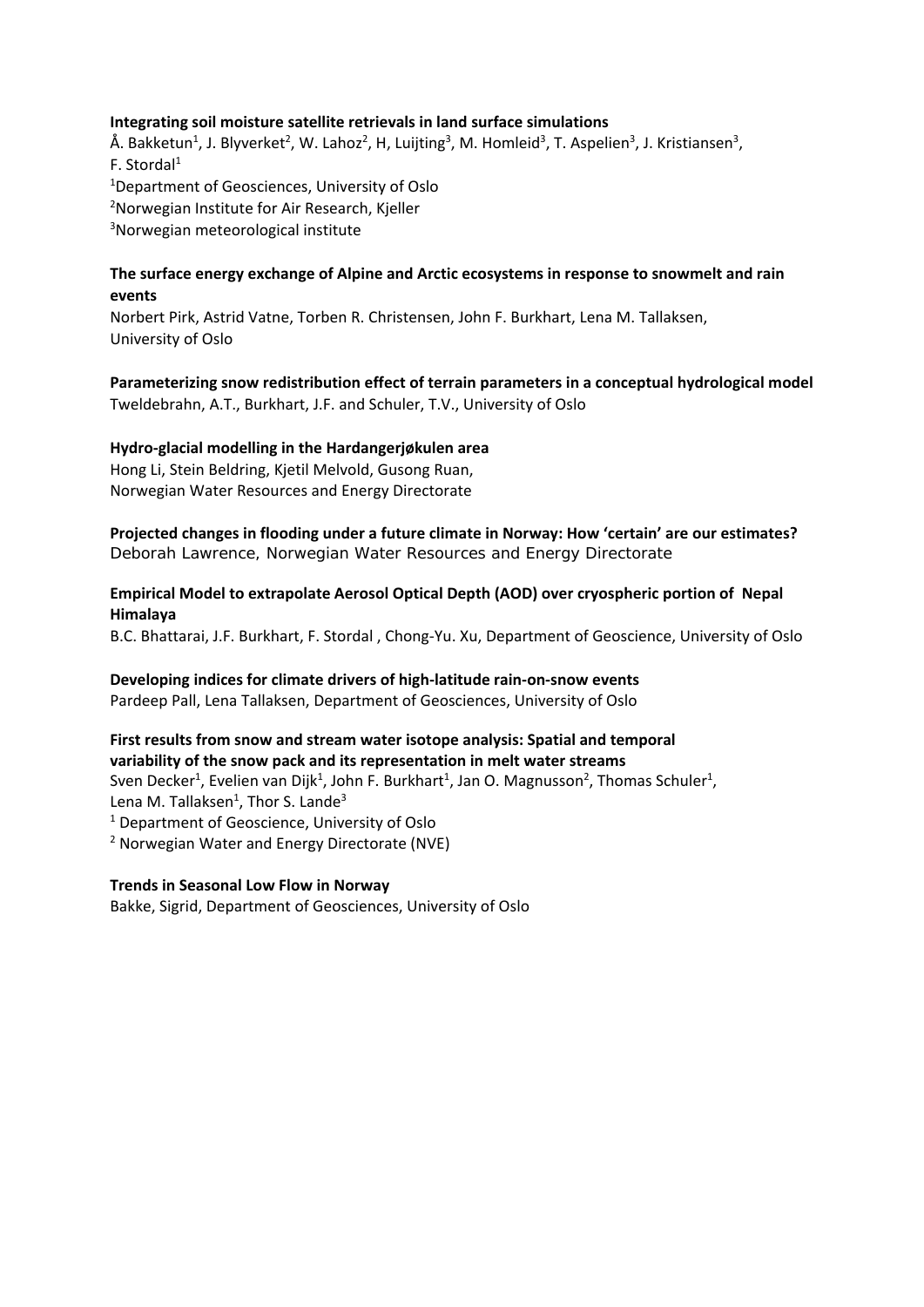**Integrating soil moisture satellite retrievals in land surface simulations**

Å. Bakketun[1], J. Blyverket[2], W. Lahoz[2], H, Luijting[3], M. Homleid[3], T. Aspelien[3], J. Kristiansen[3], F. Stordal[1]

[1]Department of Geosciences, University of Oslo

[2]Norwegian Institute for Air Research, Kjeller

[3]Norwegian meteorological institute

**The surface energy exchange of Alpine and Arctic ecosystems in response to snowmelt and rain events**

Norbert Pirk, Astrid Vatne, Torben R. Christensen, John F. Burkhart, Lena M. Tallaksen, University of Oslo

**Parameterizing snow redistribution effect of terrain parameters in a conceptual hydrological model**

Tweldebrahn, A.T., Burkhart, J.F. and Schuler, T.V., University of Oslo

**Hydro-glacial modelling in the Hardangerjøkulen area**

Hong Li, Stein Beldring, Kjetil Melvold, Gusong Ruan, Norwegian Water Resources and Energy Directorate

**Projected changes in flooding under a future climate in Norway: How 'certain' are our estimates?**

Deborah Lawrence, Norwegian Water Resources and Energy Directorate

**Empirical Model to extrapolate Aerosol Optical Depth (AOD) over cryospheric portion of Nepal Himalaya**

B.C. Bhattarai, J.F. Burkhart, F. Stordal , Chong-Yu. Xu, Department of Geoscience, University of Oslo

**Developing indices for climate drivers of high-latitude rain-on-snow events**

Pardeep Pall, Lena Tallaksen, Department of Geosciences, University of Oslo

**First results from snow and stream water isotope analysis: Spatial and temporal variability of the snow pack and its representation in melt water streams**

Sven Decker[1], Evelien van Dijk[1], John F. Burkhart[1], Jan O. Magnusson[2], Thomas Schuler[1], Lena M. Tallaksen[1], Thor S. Lande[3]

[1] Department of Geoscience, University of Oslo

[2] Norwegian Water and Energy Directorate (NVE)

**Trends in Seasonal Low Flow in Norway**

Bakke, Sigrid, Department of Geosciences, University of Oslo